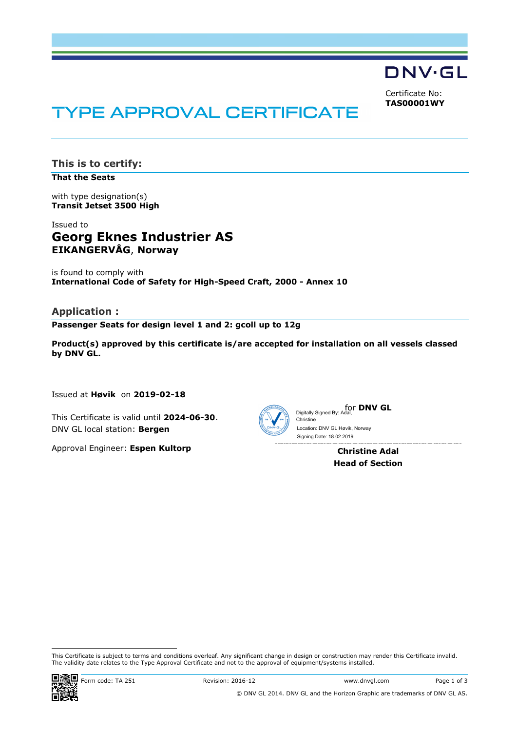DNV·GL

Certificate No:
**TAS00001WY**

# TYPE APPROVAL CERTIFICATE

## This is to certify:

**That the Seats**

with type designation(s)
**Transit Jetset 3500 High**

Issued to
**Georg Eknes Industrier AS**
**EIKANGERVÅG**, **Norway**

is found to comply with
**International Code of Safety for High-Speed Craft, 2000 - Annex 10**

## Application :

**Passenger Seats for design level 1 and 2: gcoll up to 12g**

**Product(s) approved by this certificate is/are accepted for installation on all vessels classed by DNV GL.**

Issued at **Høvik** on **2019-02-18**

This Certificate is valid until **2024-06-30**.
DNV GL local station: **Bergen**

Approval Engineer: **Espen Kultorp**

for **DNV GL**

Digitally Signed By: Adal, Christine
Location: DNV GL Høvik, Norway
Signing Date: 18.02.2019

**Christine Adal**
**Head of Section**

This Certificate is subject to terms and conditions overleaf. Any significant change in design or construction may render this Certificate invalid. The validity date relates to the Type Approval Certificate and not to the approval of equipment/systems installed.

Form code: TA 251 | Revision: 2016-12 | www.dnvgl.com

© DNV GL 2014. DNV GL and the Horizon Graphic are trademarks of DNV GL AS.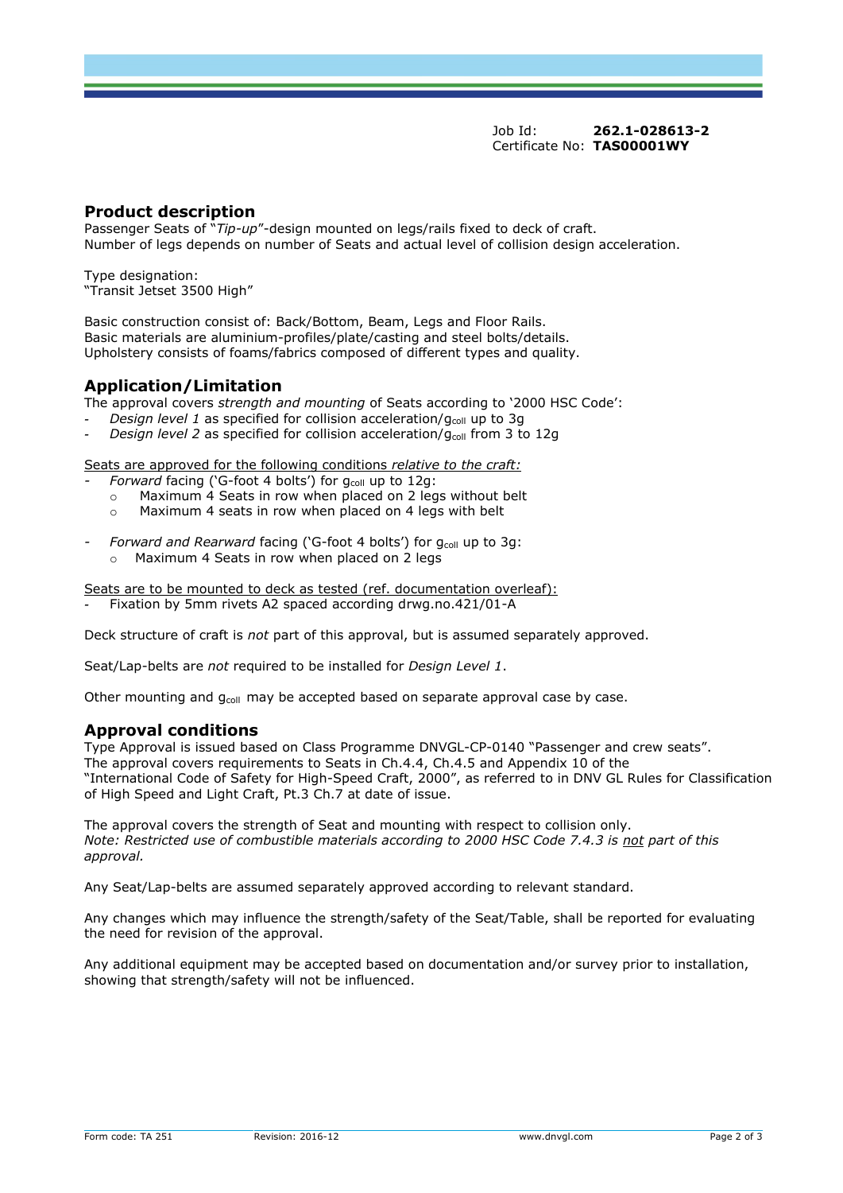Job Id: **262.1-028613-2**
Certificate No: **TAS00001WY**

## Product description

Passenger Seats of "*Tip-up*"-design mounted on legs/rails fixed to deck of craft.
Number of legs depends on number of Seats and actual level of collision design acceleration.

Type designation:
"Transit Jetset 3500 High"

Basic construction consist of: Back/Bottom, Beam, Legs and Floor Rails.
Basic materials are aluminium-profiles/plate/casting and steel bolts/details.
Upholstery consists of foams/fabrics composed of different types and quality.

## Application/Limitation

The approval covers *strength and mounting* of Seats according to '2000 HSC Code':

- *Design level 1* as specified for collision acceleration/$g_{coll}$ up to 3g
- *Design level 2* as specified for collision acceleration/$g_{coll}$ from 3 to 12g

Seats are approved for the following conditions *relative to the craft:*

- *Forward* facing ('G-foot 4 bolts') for $g_{coll}$ up to 12g:
  - Maximum 4 Seats in row when placed on 2 legs without belt
  - Maximum 4 seats in row when placed on 4 legs with belt
- *Forward and Rearward* facing ('G-foot 4 bolts') for $g_{coll}$ up to 3g:
  - Maximum 4 Seats in row when placed on 2 legs

Seats are to be mounted to deck as tested (ref. documentation overleaf):

- Fixation by 5mm rivets A2 spaced according drwg.no.421/01-A

Deck structure of craft is *not* part of this approval, but is assumed separately approved.

Seat/Lap-belts are *not* required to be installed for *Design Level 1*.

Other mounting and $g_{coll}$ may be accepted based on separate approval case by case.

## Approval conditions

Type Approval is issued based on Class Programme DNVGL-CP-0140 "Passenger and crew seats".
The approval covers requirements to Seats in Ch.4.4, Ch.4.5 and Appendix 10 of the "International Code of Safety for High-Speed Craft, 2000", as referred to in DNV GL Rules for Classification of High Speed and Light Craft, Pt.3 Ch.7 at date of issue.

The approval covers the strength of Seat and mounting with respect to collision only.
*Note: Restricted use of combustible materials according to 2000 HSC Code 7.4.3 is not part of this approval.*

Any Seat/Lap-belts are assumed separately approved according to relevant standard.

Any changes which may influence the strength/safety of the Seat/Table, shall be reported for evaluating the need for revision of the approval.

Any additional equipment may be accepted based on documentation and/or survey prior to installation, showing that strength/safety will not be influenced.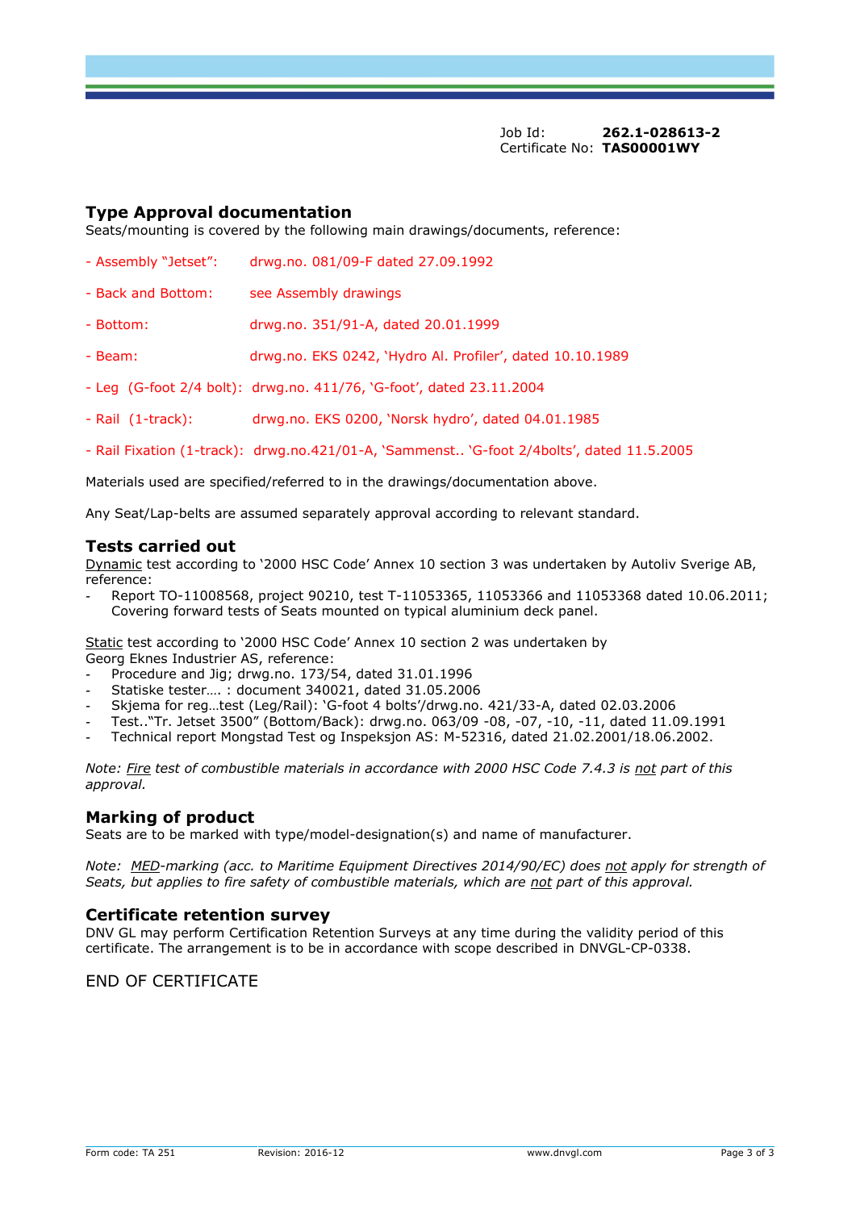Job Id: **262.1-028613-2**
Certificate No: **TAS00001WY**

## Type Approval documentation

Seats/mounting is covered by the following main drawings/documents, reference:

- Assembly "Jetset": drwg.no. 081/09-F dated 27.09.1992
- Back and Bottom: see Assembly drawings
- Bottom: drwg.no. 351/91-A, dated 20.01.1999
- Beam: drwg.no. EKS 0242, 'Hydro Al. Profiler', dated 10.10.1989
- Leg (G-foot 2/4 bolt): drwg.no. 411/76, 'G-foot', dated 23.11.2004
- Rail (1-track): drwg.no. EKS 0200, 'Norsk hydro', dated 04.01.1985
- Rail Fixation (1-track): drwg.no.421/01-A, 'Sammenst.. 'G-foot 2/4bolts', dated 11.5.2005

Materials used are specified/referred to in the drawings/documentation above.

Any Seat/Lap-belts are assumed separately approval according to relevant standard.

## Tests carried out

Dynamic test according to '2000 HSC Code' Annex 10 section 3 was undertaken by Autoliv Sverige AB, reference:

- Report TO-11008568, project 90210, test T-11053365, 11053366 and 11053368 dated 10.06.2011; Covering forward tests of Seats mounted on typical aluminium deck panel.

Static test according to '2000 HSC Code' Annex 10 section 2 was undertaken by Georg Eknes Industrier AS, reference:

- Procedure and Jig; drwg.no. 173/54, dated 31.01.1996
- Statiske tester…. : document 340021, dated 31.05.2006
- Skjema for reg…test (Leg/Rail): 'G-foot 4 bolts'/drwg.no. 421/33-A, dated 02.03.2006
- Test.."Tr. Jetset 3500" (Bottom/Back): drwg.no. 063/09 -08, -07, -10, -11, dated 11.09.1991
- Technical report Mongstad Test og Inspeksjon AS: M-52316, dated 21.02.2001/18.06.2002.

*Note: Fire test of combustible materials in accordance with 2000 HSC Code 7.4.3 is not part of this approval.*

## Marking of product

Seats are to be marked with type/model-designation(s) and name of manufacturer.

*Note: MED-marking (acc. to Maritime Equipment Directives 2014/90/EC) does not apply for strength of Seats, but applies to fire safety of combustible materials, which are not part of this approval.*

## Certificate retention survey

DNV GL may perform Certification Retention Surveys at any time during the validity period of this certificate. The arrangement is to be in accordance with scope described in DNVGL-CP-0338.

END OF CERTIFICATE